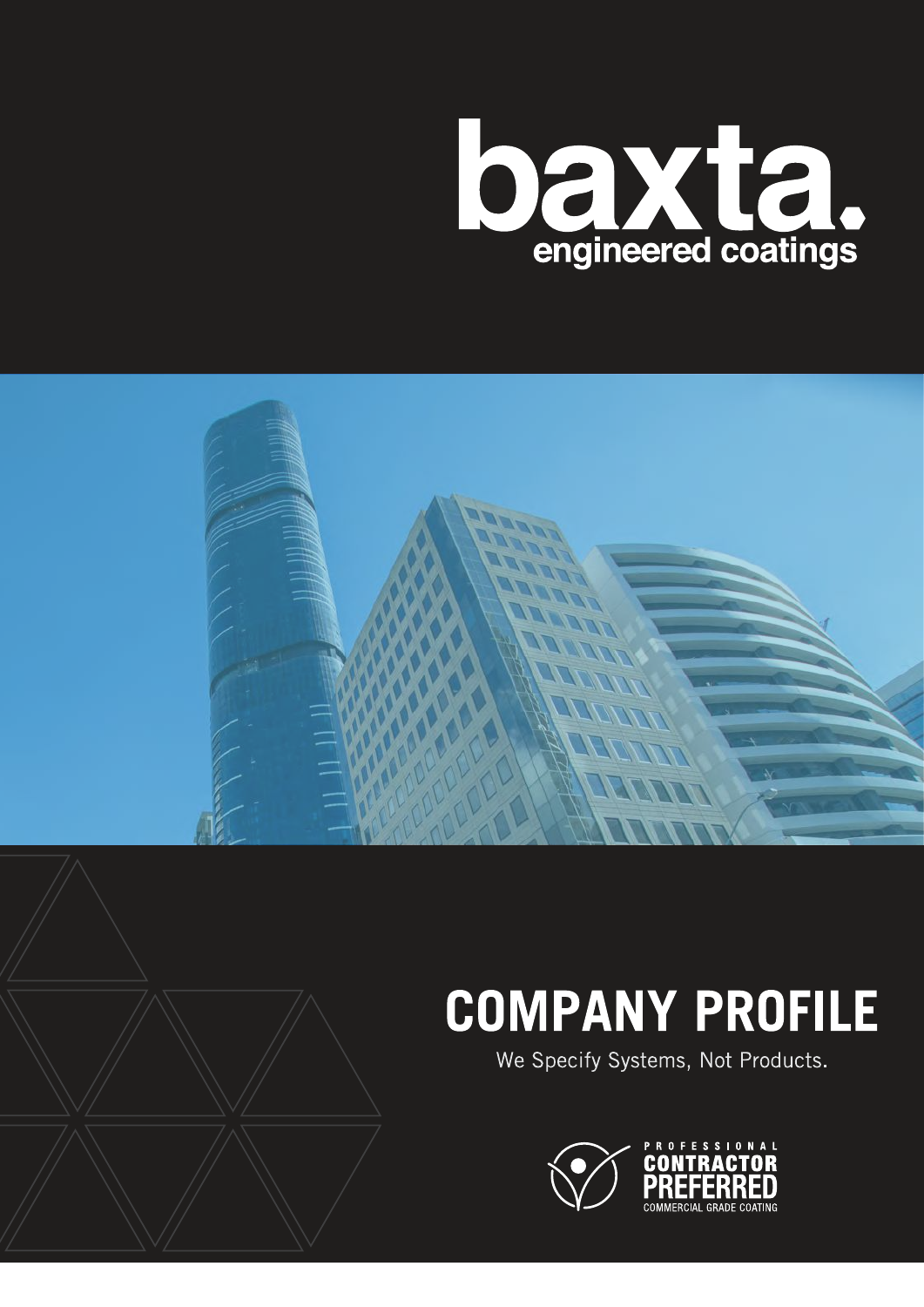# baxta.

engineered coatings

# COMPANY PROFILE

We Specify Systems, Not Products.

PROFESSIONAL
CONTRACTOR
PREFERRED
COMMERCIAL GRADE COATING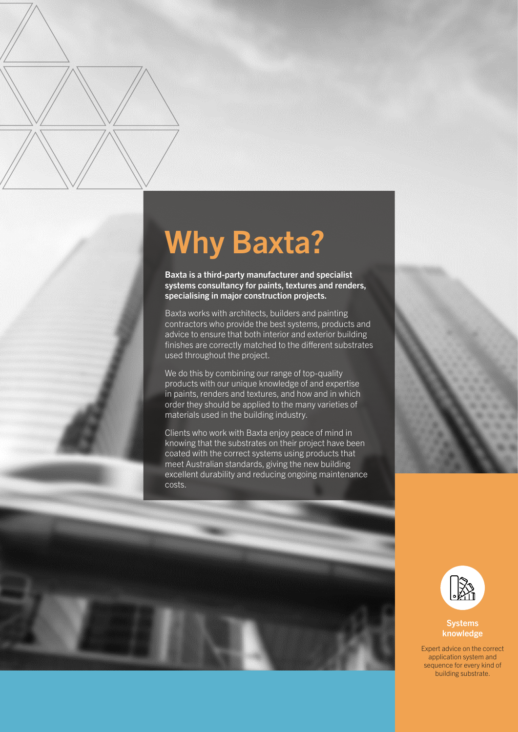# Why Baxta?

**Baxta is a third-party manufacturer and specialist systems consultancy for paints, textures and renders, specialising in major construction projects.**

Baxta works with architects, builders and painting contractors who provide the best systems, products and advice to ensure that both interior and exterior building finishes are correctly matched to the different substrates used throughout the project.

We do this by combining our range of top-quality products with our unique knowledge of and expertise in paints, renders and textures, and how and in which order they should be applied to the many varieties of materials used in the building industry.

Clients who work with Baxta enjoy peace of mind in knowing that the substrates on their project have been coated with the correct systems using products that meet Australian standards, giving the new building excellent durability and reducing ongoing maintenance costs.

**Systems knowledge**

Expert advice on the correct application system and sequence for every kind of building substrate.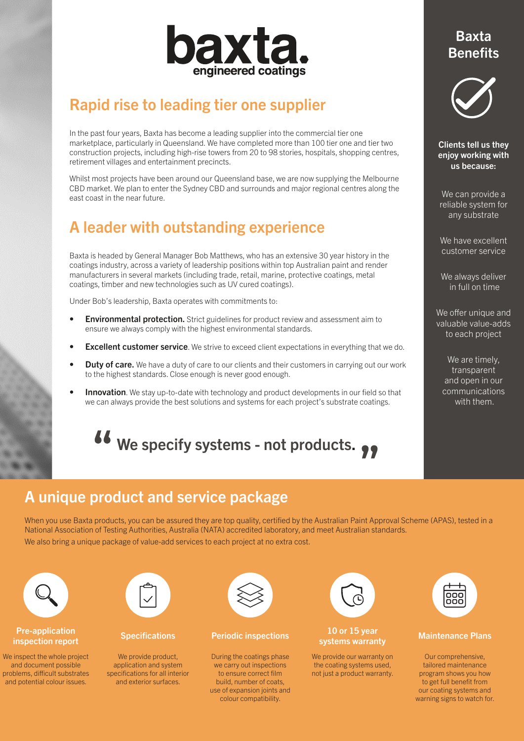**baxta.**
engineered coatings

## Rapid rise to leading tier one supplier

In the past four years, Baxta has become a leading supplier into the commercial tier one marketplace, particularly in Queensland. We have completed more than 100 tier one and tier two construction projects, including high-rise towers from 20 to 98 stories, hospitals, shopping centres, retirement villages and entertainment precincts.

Whilst most projects have been around our Queensland base, we are now supplying the Melbourne CBD market. We plan to enter the Sydney CBD and surrounds and major regional centres along the east coast in the near future.

## A leader with outstanding experience

Baxta is headed by General Manager Bob Matthews, who has an extensive 30 year history in the coatings industry, across a variety of leadership positions within top Australian paint and render manufacturers in several markets (including trade, retail, marine, protective coatings, metal coatings, timber and new technologies such as UV cured coatings).

Under Bob's leadership, Baxta operates with commitments to:

- **Environmental protection.** Strict guidelines for product review and assessment aim to ensure we always comply with the highest environmental standards.
- **Excellent customer service**. We strive to exceed client expectations in everything that we do.
- **Duty of care.** We have a duty of care to our clients and their customers in carrying out our work to the highest standards. Close enough is never good enough.
- **Innovation**. We stay up-to-date with technology and product developments in our field so that we can always provide the best solutions and systems for each project's substrate coatings.

> **"We specify systems - not products."**

## Baxta Benefits

**Clients tell us they enjoy working with us because:**

- We can provide a reliable system for any substrate
- We have excellent customer service
- We always deliver in full on time
- We offer unique and valuable value-adds to each project
- We are timely, transparent and open in our communications with them.

## A unique product and service package

When you use Baxta products, you can be assured they are top quality, certified by the Australian Paint Approval Scheme (APAS), tested in a National Association of Testing Authorities, Australia (NATA) accredited laboratory, and meet Australian standards.

We also bring a unique package of value-add services to each project at no extra cost.

### Pre-application inspection report

We inspect the whole project and document possible problems, difficult substrates and potential colour issues.

### Specifications

We provide product, application and system specifications for all interior and exterior surfaces.

### Periodic inspections

During the coatings phase we carry out inspections to ensure correct film build, number of coats, use of expansion joints and colour compatibility.

### 10 or 15 year systems warranty

We provide our warranty on the coating systems used, not just a product warranty.

### Maintenance Plans

Our comprehensive, tailored maintenance program shows you how to get full benefit from our coating systems and warning signs to watch for.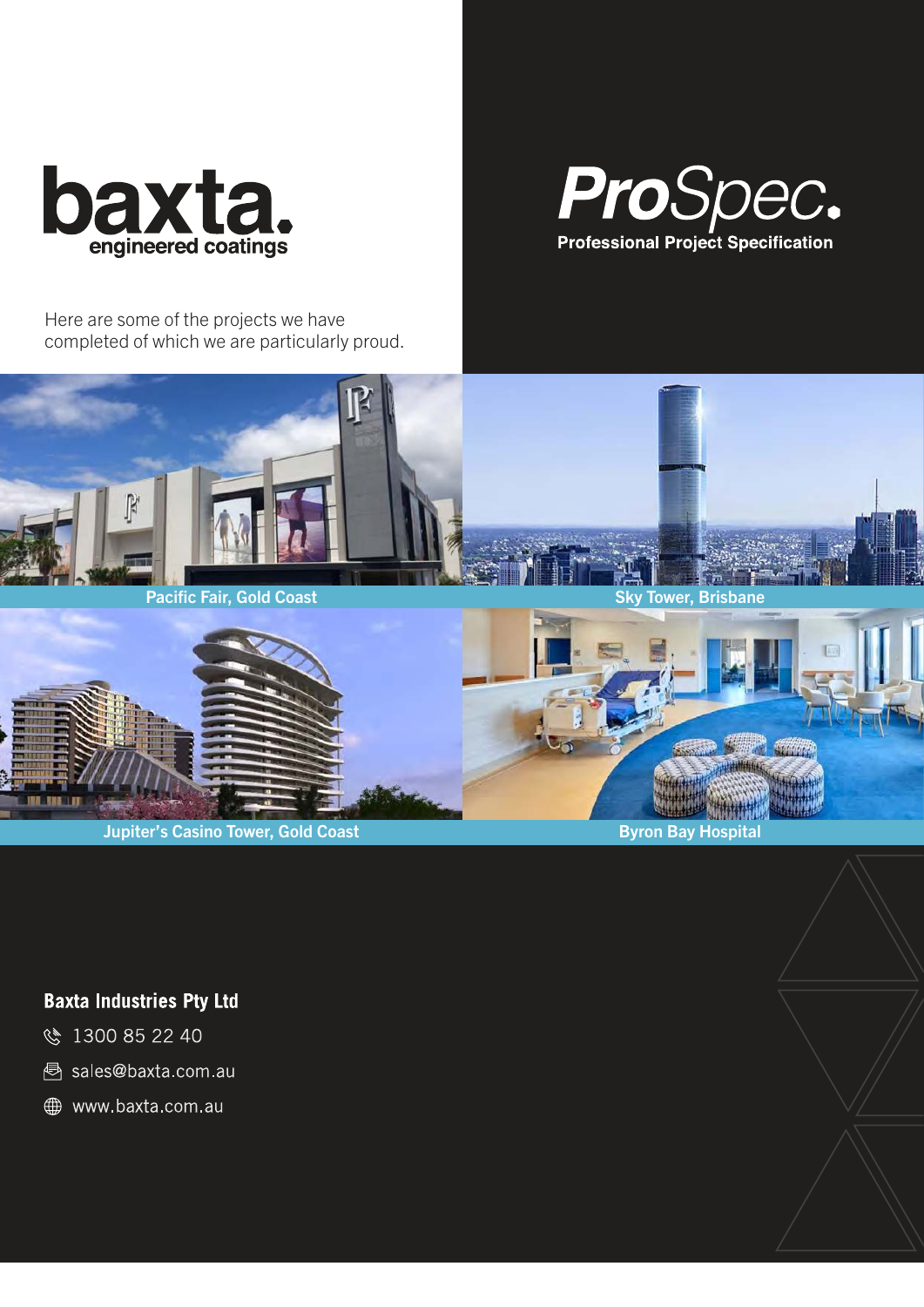baxta.
engineered coatings

**ProSpec.**
Professional Project Specification

Here are some of the projects we have completed of which we are particularly proud.

Pacific Fair, Gold Coast

Sky Tower, Brisbane

Jupiter's Casino Tower, Gold Coast

Byron Bay Hospital

**Baxta Industries Pty Ltd**

1300 85 22 40

sales@baxta.com.au

www.baxta.com.au